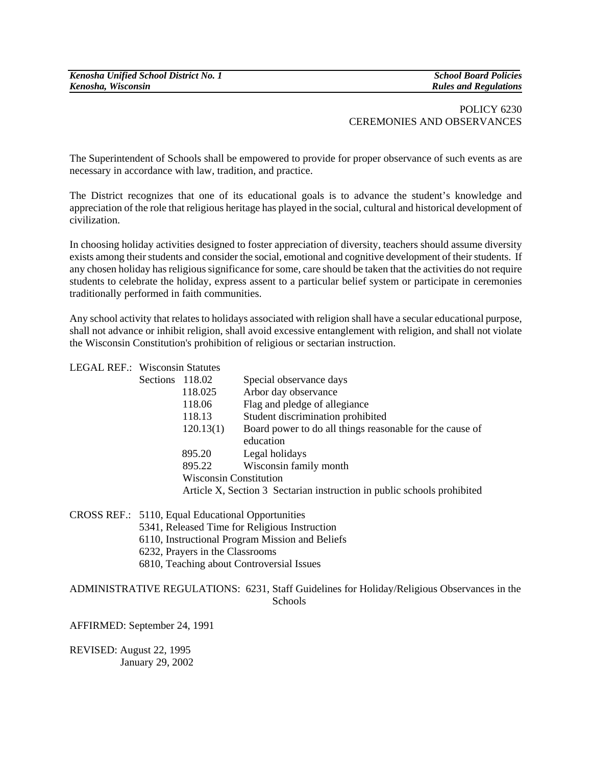*Kenosha Unified School District No. 1* *School Board Policies*
*Kenosha, Wisconsin* *Rules and Regulations*

POLICY 6230
CEREMONIES AND OBSERVANCES

The Superintendent of Schools shall be empowered to provide for proper observance of such events as are necessary in accordance with law, tradition, and practice.

The District recognizes that one of its educational goals is to advance the student's knowledge and appreciation of the role that religious heritage has played in the social, cultural and historical development of civilization.

In choosing holiday activities designed to foster appreciation of diversity, teachers should assume diversity exists among their students and consider the social, emotional and cognitive development of their students. If any chosen holiday has religious significance for some, care should be taken that the activities do not require students to celebrate the holiday, express assent to a particular belief system or participate in ceremonies traditionally performed in faith communities.

Any school activity that relates to holidays associated with religion shall have a secular educational purpose, shall not advance or inhibit religion, shall avoid excessive entanglement with religion, and shall not violate the Wisconsin Constitution's prohibition of religious or sectarian instruction.

LEGAL REF.: Wisconsin Statutes

| | | |
|---|---|---|
| Sections | 118.02 | Special observance days |
| | 118.025 | Arbor day observance |
| | 118.06 | Flag and pledge of allegiance |
| | 118.13 | Student discrimination prohibited |
| | 120.13(1) | Board power to do all things reasonable for the cause of education |
| | 895.20 | Legal holidays |
| | 895.22 | Wisconsin family month |

Wisconsin Constitution
Article X, Section 3 Sectarian instruction in public schools prohibited

CROSS REF.: 5110, Equal Educational Opportunities
5341, Released Time for Religious Instruction
6110, Instructional Program Mission and Beliefs
6232, Prayers in the Classrooms
6810, Teaching about Controversial Issues

ADMINISTRATIVE REGULATIONS: 6231, Staff Guidelines for Holiday/Religious Observances in the Schools

AFFIRMED: September 24, 1991

REVISED: August 22, 1995
January 29, 2002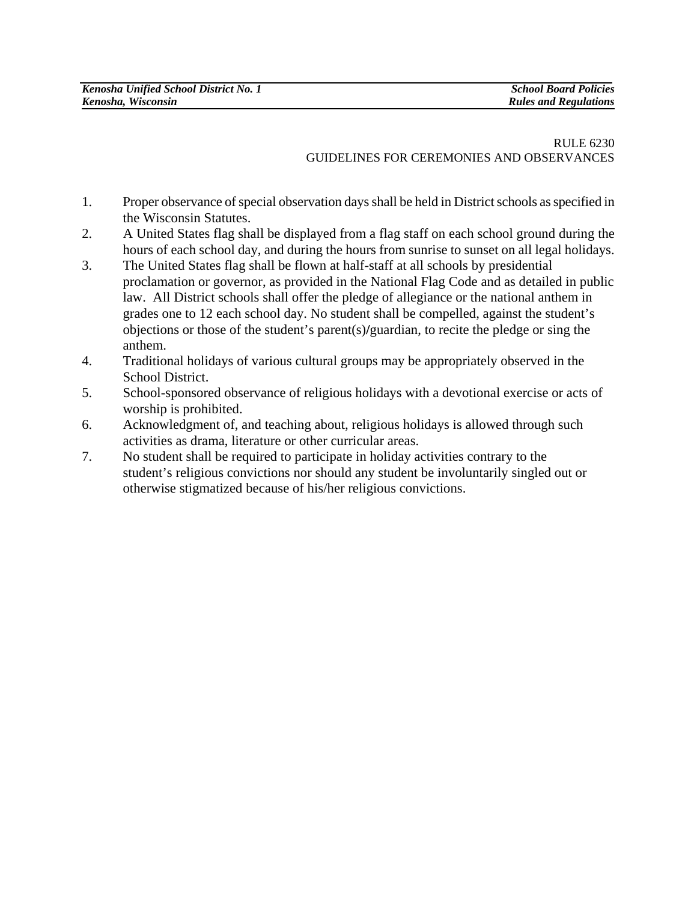RULE 6230
GUIDELINES FOR CEREMONIES AND OBSERVANCES

1. Proper observance of special observation days shall be held in District schools as specified in the Wisconsin Statutes.
2. A United States flag shall be displayed from a flag staff on each school ground during the hours of each school day, and during the hours from sunrise to sunset on all legal holidays.
3. The United States flag shall be flown at half-staff at all schools by presidential proclamation or governor, as provided in the National Flag Code and as detailed in public law. All District schools shall offer the pledge of allegiance or the national anthem in grades one to 12 each school day. No student shall be compelled, against the student's objections or those of the student's parent(s)/guardian, to recite the pledge or sing the anthem.
4. Traditional holidays of various cultural groups may be appropriately observed in the School District.
5. School-sponsored observance of religious holidays with a devotional exercise or acts of worship is prohibited.
6. Acknowledgment of, and teaching about, religious holidays is allowed through such activities as drama, literature or other curricular areas.
7. No student shall be required to participate in holiday activities contrary to the student's religious convictions nor should any student be involuntarily singled out or otherwise stigmatized because of his/her religious convictions.